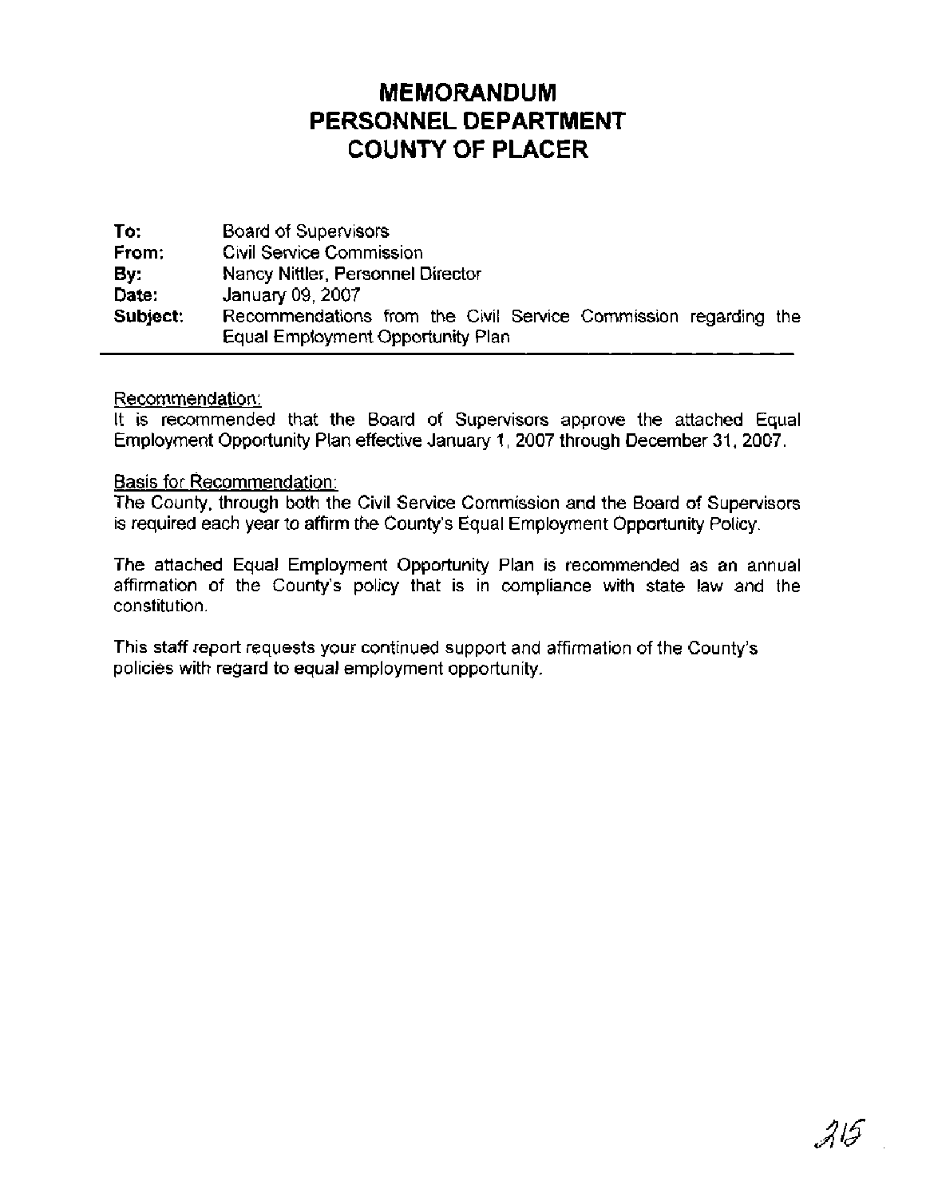# MEMORANDUM
# PERSONNEL DEPARTMENT
# COUNTY OF PLACER

**To:** Board of Supervisors
**From:** Civil Service Commission
**By:** Nancy Nittler, Personnel Director
**Date:** January 09, 2007
**Subject:** Recommendations from the Civil Service Commission regarding the Equal Employment Opportunity Plan

---

Recommendation:
It is recommended that the Board of Supervisors approve the attached Equal Employment Opportunity Plan effective January 1, 2007 through December 31, 2007.

Basis for Recommendation:
The County, through both the Civil Service Commission and the Board of Supervisors is required each year to affirm the County's Equal Employment Opportunity Policy.

The attached Equal Employment Opportunity Plan is recommended as an annual affirmation of the County's policy that is in compliance with state law and the constitution.

This staff report requests your continued support and affirmation of the County's policies with regard to equal employment opportunity.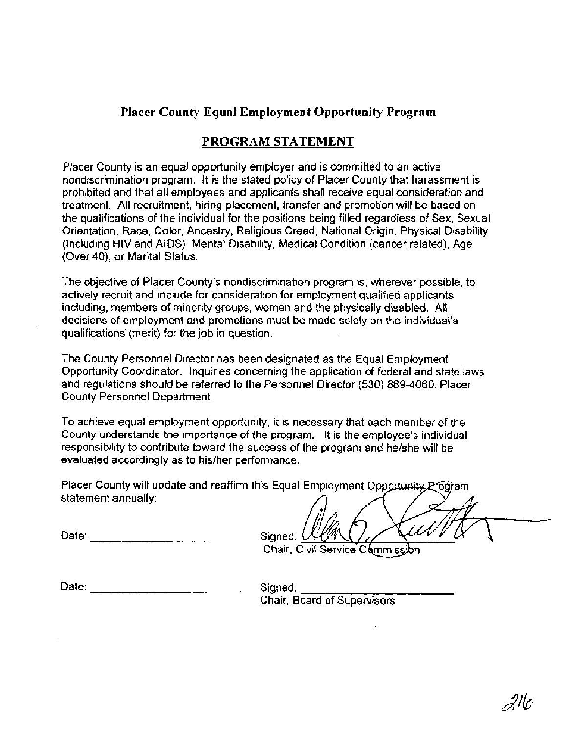## Placer County Equal Employment Opportunity Program

## PROGRAM STATEMENT

Placer County is an equal opportunity employer and is committed to an active nondiscrimination program. It is the stated policy of Placer County that harassment is prohibited and that all employees and applicants shall receive equal consideration and treatment. All recruitment, hiring placement, transfer and promotion will be based on the qualifications of the individual for the positions being filled regardless of Sex, Sexual Orientation, Race, Color, Ancestry, Religious Creed, National Origin, Physical Disability (Including HIV and AIDS), Mental Disability, Medical Condition (cancer related), Age (Over 40), or Marital Status.

The objective of Placer County's nondiscrimination program is, wherever possible, to actively recruit and include for consideration for employment qualified applicants including, members of minority groups, women and the physically disabled. All decisions of employment and promotions must be made solely on the individual's qualifications (merit) for the job in question.

The County Personnel Director has been designated as the Equal Employment Opportunity Coordinator. Inquiries concerning the application of federal and state laws and regulations should be referred to the Personnel Director (530) 889-4060, Placer County Personnel Department.

To achieve equal employment opportunity, it is necessary that each member of the County understands the importance of the program. It is the employee's individual responsibility to contribute toward the success of the program and he/she will be evaluated accordingly as to his/her performance.

Placer County will update and reaffirm this Equal Employment Opportunity Program statement annually:

Date: ____________________ Signed: ____________________
Chair, Civil Service Commission

Date: ____________________ Signed: ____________________
Chair, Board of Supervisors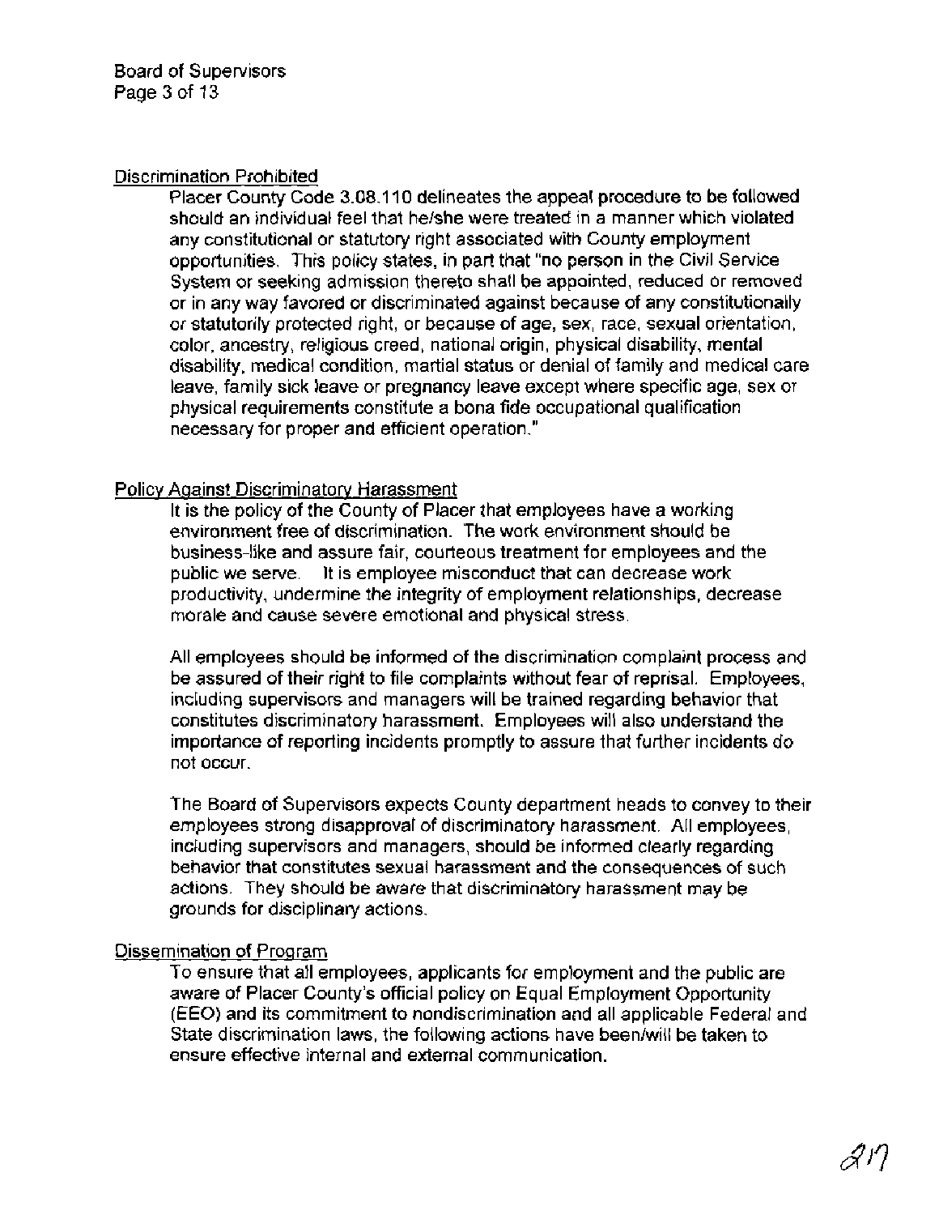## Discrimination Prohibited

Placer County Code 3.08.110 delineates the appeal procedure to be followed should an individual feel that he/she were treated in a manner which violated any constitutional or statutory right associated with County employment opportunities. This policy states, in part that "no person in the Civil Service System or seeking admission thereto shall be appointed, reduced or removed or in any way favored or discriminated against because of any constitutionally or statutorily protected right, or because of age, sex, race, sexual orientation, color, ancestry, religious creed, national origin, physical disability, mental disability, medical condition, martial status or denial of family and medical care leave, family sick leave or pregnancy leave except where specific age, sex or physical requirements constitute a bona fide occupational qualification necessary for proper and efficient operation."

## Policy Against Discriminatory Harassment

It is the policy of the County of Placer that employees have a working environment free of discrimination. The work environment should be business-like and assure fair, courteous treatment for employees and the public we serve. It is employee misconduct that can decrease work productivity, undermine the integrity of employment relationships, decrease morale and cause severe emotional and physical stress.

All employees should be informed of the discrimination complaint process and be assured of their right to file complaints without fear of reprisal. Employees, including supervisors and managers will be trained regarding behavior that constitutes discriminatory harassment. Employees will also understand the importance of reporting incidents promptly to assure that further incidents do not occur.

The Board of Supervisors expects County department heads to convey to their employees strong disapproval of discriminatory harassment. All employees, including supervisors and managers, should be informed clearly regarding behavior that constitutes sexual harassment and the consequences of such actions. They should be aware that discriminatory harassment may be grounds for disciplinary actions.

## Dissemination of Program

To ensure that all employees, applicants for employment and the public are aware of Placer County's official policy on Equal Employment Opportunity (EEO) and its commitment to nondiscrimination and all applicable Federal and State discrimination laws, the following actions have been/will be taken to ensure effective internal and external communication.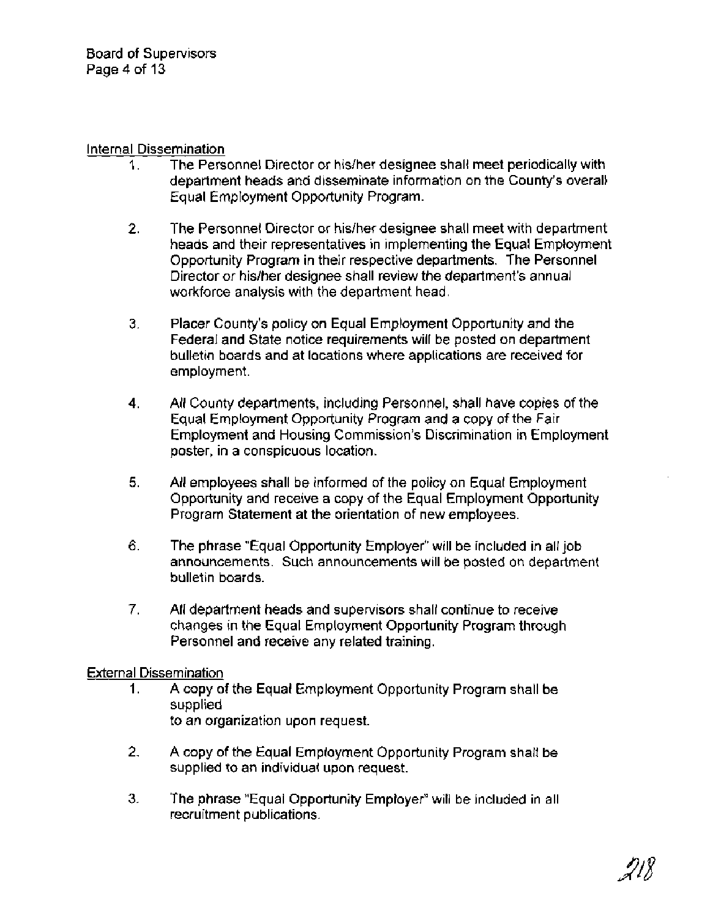Internal Dissemination

1. The Personnel Director or his/her designee shall meet periodically with department heads and disseminate information on the County's overall Equal Employment Opportunity Program.

2. The Personnel Director or his/her designee shall meet with department heads and their representatives in implementing the Equal Employment Opportunity Program in their respective departments. The Personnel Director or his/her designee shall review the department's annual workforce analysis with the department head.

3. Placer County's policy on Equal Employment Opportunity and the Federal and State notice requirements will be posted on department bulletin boards and at locations where applications are received for employment.

4. All County departments, including Personnel, shall have copies of the Equal Employment Opportunity Program and a copy of the Fair Employment and Housing Commission's Discrimination in Employment poster, in a conspicuous location.

5. All employees shall be informed of the policy on Equal Employment Opportunity and receive a copy of the Equal Employment Opportunity Program Statement at the orientation of new employees.

6. The phrase "Equal Opportunity Employer" will be included in all job announcements. Such announcements will be posted on department bulletin boards.

7. All department heads and supervisors shall continue to receive changes in the Equal Employment Opportunity Program through Personnel and receive any related training.

External Dissemination

1. A copy of the Equal Employment Opportunity Program shall be supplied to an organization upon request.

2. A copy of the Equal Employment Opportunity Program shall be supplied to an individual upon request.

3. The phrase "Equal Opportunity Employer" will be included in all recruitment publications.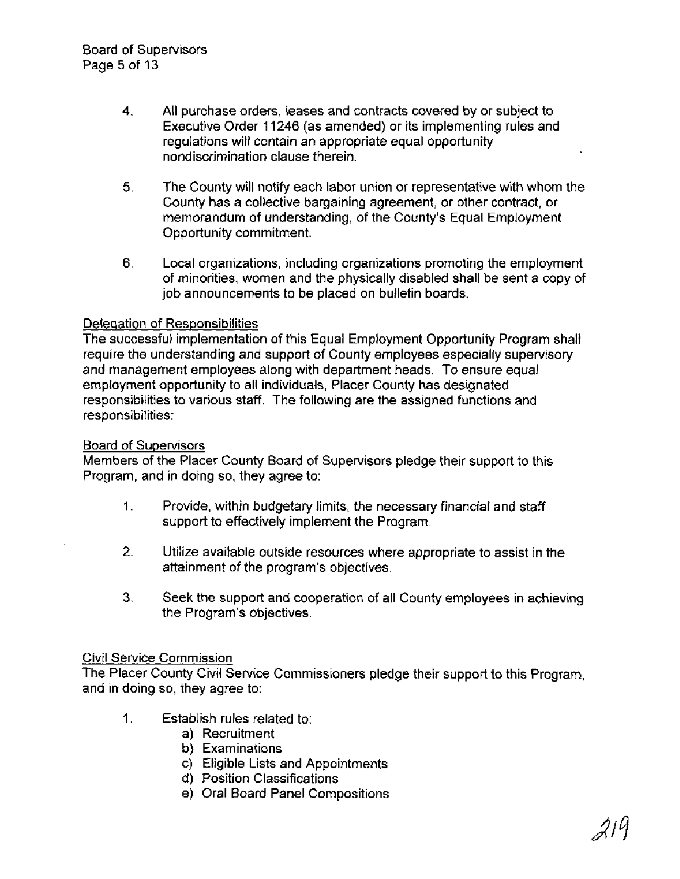4. All purchase orders, leases and contracts covered by or subject to Executive Order 11246 (as amended) or its implementing rules and regulations will contain an appropriate equal opportunity nondiscrimination clause therein.

5. The County will notify each labor union or representative with whom the County has a collective bargaining agreement, or other contract, or memorandum of understanding, of the County's Equal Employment Opportunity commitment.

6. Local organizations, including organizations promoting the employment of minorities, women and the physically disabled shall be sent a copy of job announcements to be placed on bulletin boards.

<u>Delegation of Responsibilities</u>

The successful implementation of this Equal Employment Opportunity Program shall require the understanding and support of County employees especially supervisory and management employees along with department heads. To ensure equal employment opportunity to all individuals, Placer County has designated responsibilities to various staff. The following are the assigned functions and responsibilities:

<u>Board of Supervisors</u>

Members of the Placer County Board of Supervisors pledge their support to this Program, and in doing so, they agree to:

1. Provide, within budgetary limits, the necessary financial and staff support to effectively implement the Program.

2. Utilize available outside resources where appropriate to assist in the attainment of the program's objectives.

3. Seek the support and cooperation of all County employees in achieving the Program's objectives.

<u>Civil Service Commission</u>

The Placer County Civil Service Commissioners pledge their support to this Program, and in doing so, they agree to:

1. Establish rules related to:
   a) Recruitment
   b) Examinations
   c) Eligible Lists and Appointments
   d) Position Classifications
   e) Oral Board Panel Compositions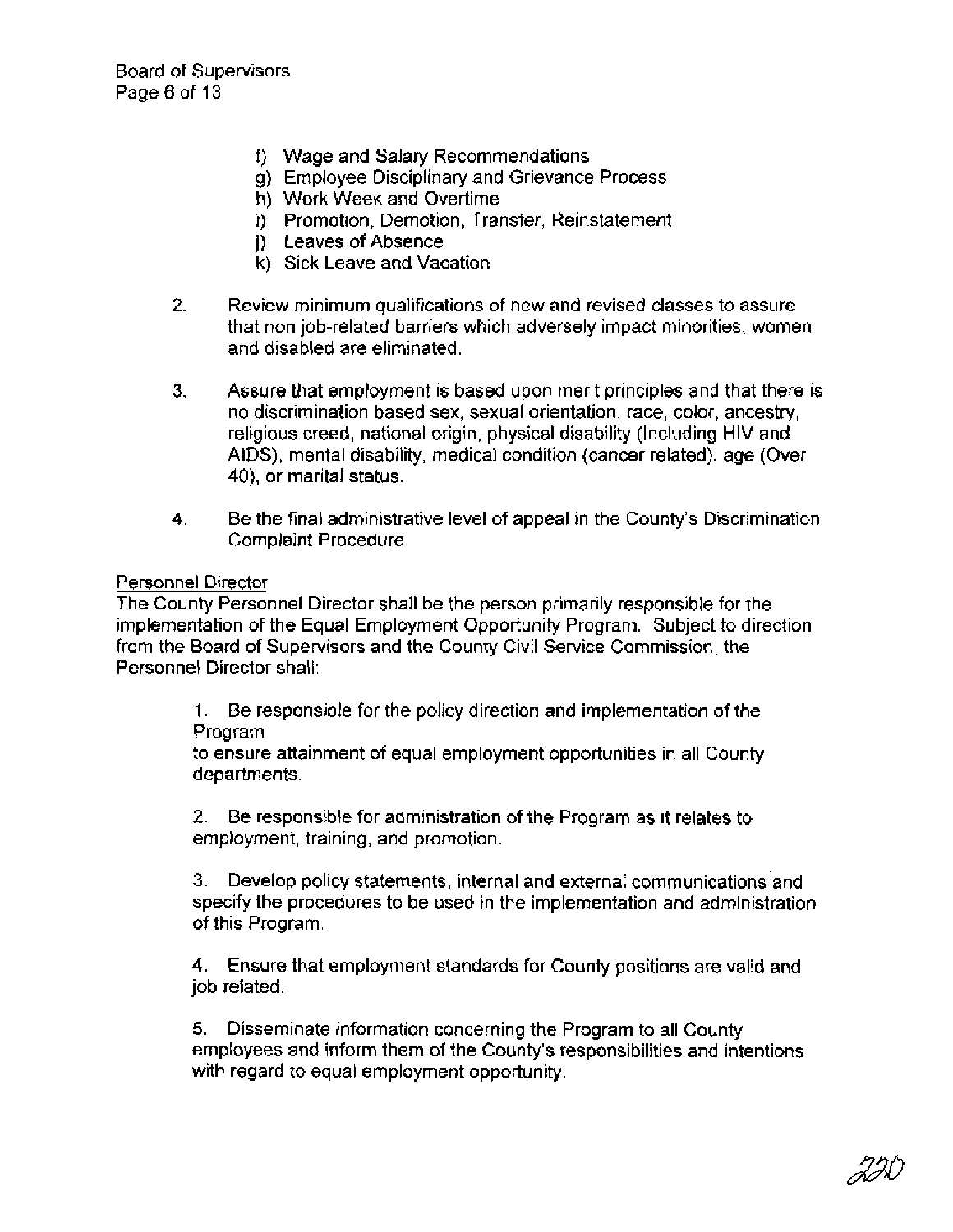f) Wage and Salary Recommendations
g) Employee Disciplinary and Grievance Process
h) Work Week and Overtime
i) Promotion, Demotion, Transfer, Reinstatement
j) Leaves of Absence
k) Sick Leave and Vacation

2. Review minimum qualifications of new and revised classes to assure that non job-related barriers which adversely impact minorities, women and disabled are eliminated.

3. Assure that employment is based upon merit principles and that there is no discrimination based sex, sexual orientation, race, color, ancestry, religious creed, national origin, physical disability (Including HIV and AIDS), mental disability, medical condition (cancer related), age (Over 40), or marital status.

4. Be the final administrative level of appeal in the County's Discrimination Complaint Procedure.

Personnel Director

The County Personnel Director shall be the person primarily responsible for the implementation of the Equal Employment Opportunity Program. Subject to direction from the Board of Supervisors and the County Civil Service Commission, the Personnel Director shall:

1. Be responsible for the policy direction and implementation of the Program
to ensure attainment of equal employment opportunities in all County departments.

2. Be responsible for administration of the Program as it relates to employment, training, and promotion.

3. Develop policy statements, internal and external communications and specify the procedures to be used in the implementation and administration of this Program.

4. Ensure that employment standards for County positions are valid and job related.

5. Disseminate information concerning the Program to all County employees and inform them of the County's responsibilities and intentions with regard to equal employment opportunity.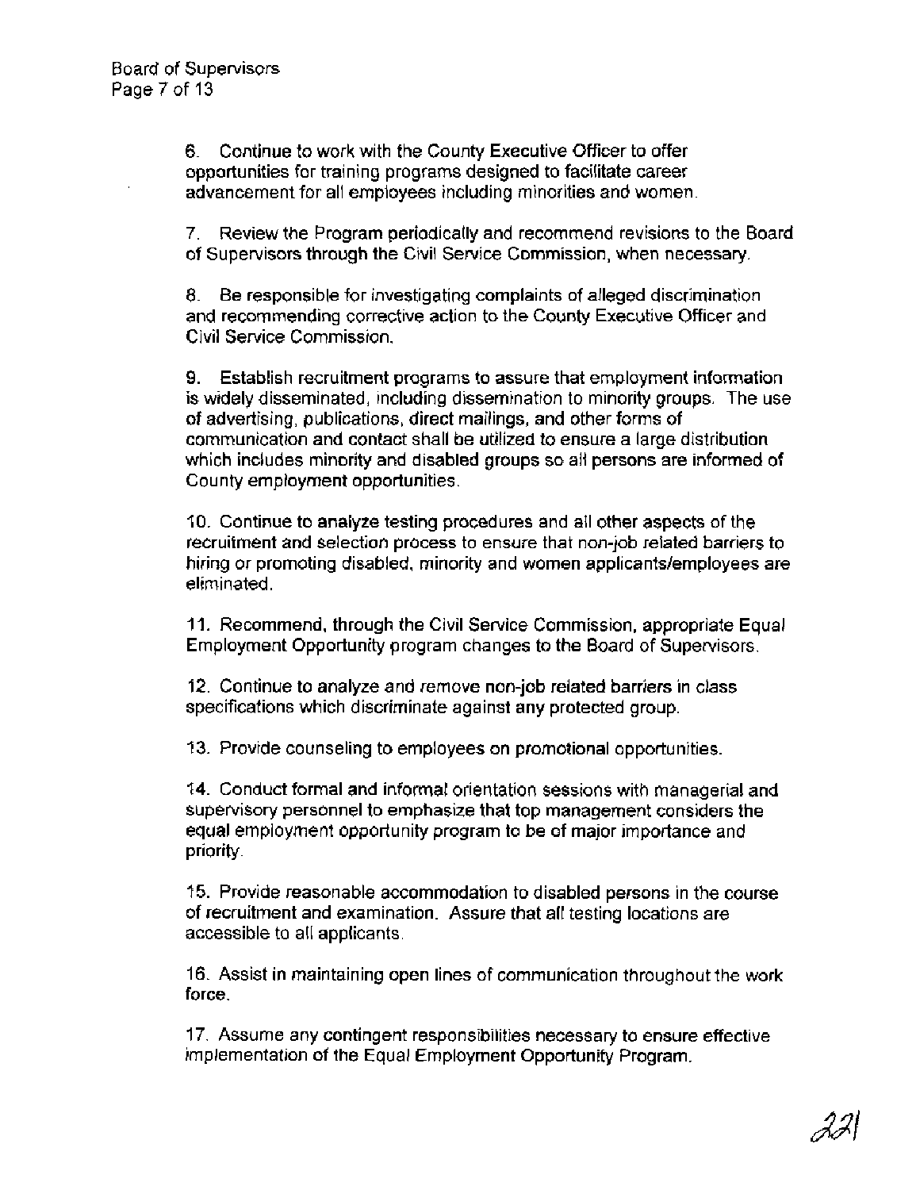6. Continue to work with the County Executive Officer to offer opportunities for training programs designed to facilitate career advancement for all employees including minorities and women.

7. Review the Program periodically and recommend revisions to the Board of Supervisors through the Civil Service Commission, when necessary.

8. Be responsible for investigating complaints of alleged discrimination and recommending corrective action to the County Executive Officer and Civil Service Commission.

9. Establish recruitment programs to assure that employment information is widely disseminated, including dissemination to minority groups. The use of advertising, publications, direct mailings, and other forms of communication and contact shall be utilized to ensure a large distribution which includes minority and disabled groups so all persons are informed of County employment opportunities.

10. Continue to analyze testing procedures and all other aspects of the recruitment and selection process to ensure that non-job related barriers to hiring or promoting disabled, minority and women applicants/employees are eliminated.

11. Recommend, through the Civil Service Commission, appropriate Equal Employment Opportunity program changes to the Board of Supervisors.

12. Continue to analyze and remove non-job related barriers in class specifications which discriminate against any protected group.

13. Provide counseling to employees on promotional opportunities.

14. Conduct formal and informal orientation sessions with managerial and supervisory personnel to emphasize that top management considers the equal employment opportunity program to be of major importance and priority.

15. Provide reasonable accommodation to disabled persons in the course of recruitment and examination. Assure that all testing locations are accessible to all applicants.

16. Assist in maintaining open lines of communication throughout the work force.

17. Assume any contingent responsibilities necessary to ensure effective implementation of the Equal Employment Opportunity Program.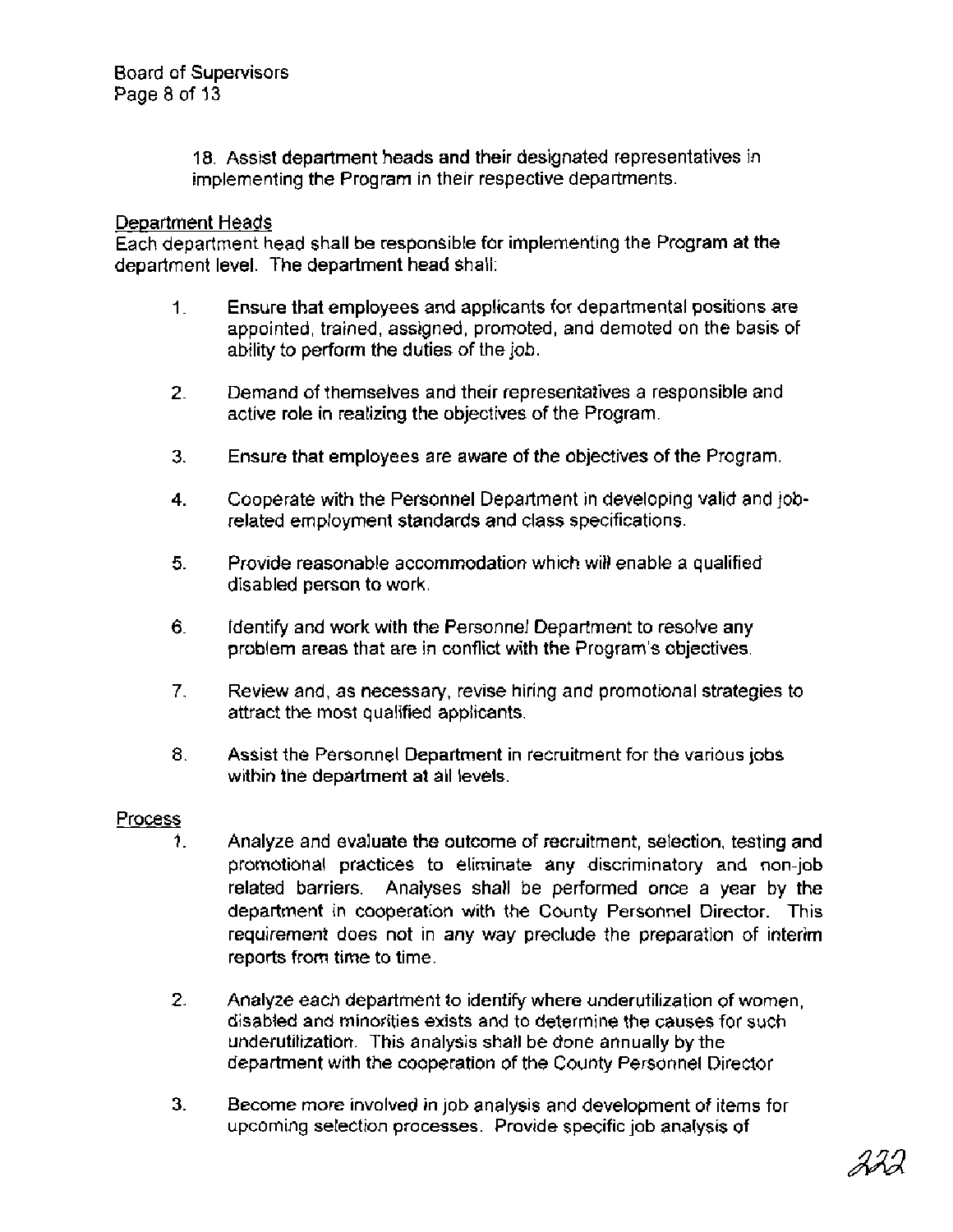18. Assist department heads and their designated representatives in implementing the Program in their respective departments.

<u>Department Heads</u>

Each department head shall be responsible for implementing the Program at the department level. The department head shall:

1. Ensure that employees and applicants for departmental positions are appointed, trained, assigned, promoted, and demoted on the basis of ability to perform the duties of the job.

2. Demand of themselves and their representatives a responsible and active role in realizing the objectives of the Program.

3. Ensure that employees are aware of the objectives of the Program.

4. Cooperate with the Personnel Department in developing valid and job-related employment standards and class specifications.

5. Provide reasonable accommodation which will enable a qualified disabled person to work.

6. Identify and work with the Personnel Department to resolve any problem areas that are in conflict with the Program's objectives.

7. Review and, as necessary, revise hiring and promotional strategies to attract the most qualified applicants.

8. Assist the Personnel Department in recruitment for the various jobs within the department at all levels.

<u>Process</u>

1. Analyze and evaluate the outcome of recruitment, selection, testing and promotional practices to eliminate any discriminatory and non-job related barriers. Analyses shall be performed once a year by the department in cooperation with the County Personnel Director. This requirement does not in any way preclude the preparation of interim reports from time to time.

2. Analyze each department to identify where underutilization of women, disabled and minorities exists and to determine the causes for such underutilization. This analysis shall be done annually by the department with the cooperation of the County Personnel Director

3. Become more involved in job analysis and development of items for upcoming selection processes. Provide specific job analysis of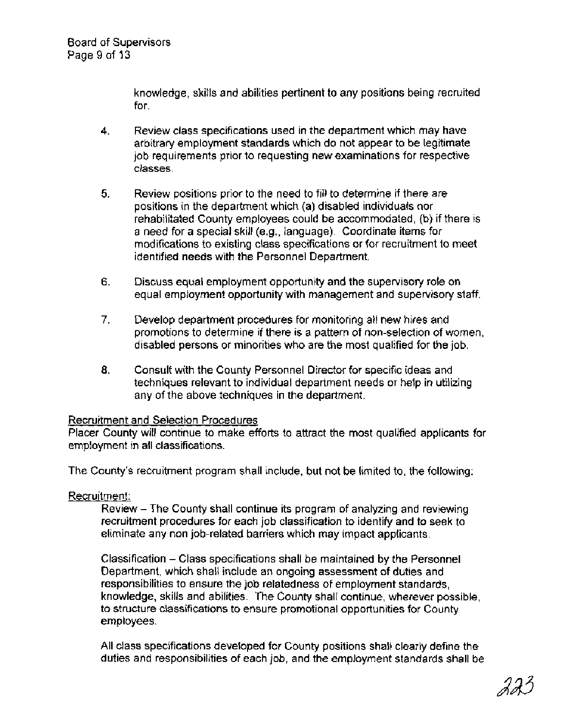knowledge, skills and abilities pertinent to any positions being recruited for.

4. Review class specifications used in the department which may have arbitrary employment standards which do not appear to be legitimate job requirements prior to requesting new examinations for respective classes.

5. Review positions prior to the need to fill to determine if there are positions in the department which (a) disabled individuals nor rehabilitated County employees could be accommodated, (b) if there is a need for a special skill (e.g., language). Coordinate items for modifications to existing class specifications or for recruitment to meet identified needs with the Personnel Department.

6. Discuss equal employment opportunity and the supervisory role on equal employment opportunity with management and supervisory staff.

7. Develop department procedures for monitoring all new hires and promotions to determine if there is a pattern of non-selection of women, disabled persons or minorities who are the most qualified for the job.

8. Consult with the County Personnel Director for specific ideas and techniques relevant to individual department needs or help in utilizing any of the above techniques in the department.

Recruitment and Selection Procedures

Placer County will continue to make efforts to attract the most qualified applicants for employment in all classifications.

The County's recruitment program shall include, but not be limited to, the following:

Recruitment:

Review – The County shall continue its program of analyzing and reviewing recruitment procedures for each job classification to identify and to seek to eliminate any non job-related barriers which may impact applicants.

Classification – Class specifications shall be maintained by the Personnel Department, which shall include an ongoing assessment of duties and responsibilities to ensure the job relatedness of employment standards, knowledge, skills and abilities. The County shall continue, wherever possible, to structure classifications to ensure promotional opportunities for County employees.

All class specifications developed for County positions shall clearly define the duties and responsibilities of each job, and the employment standards shall be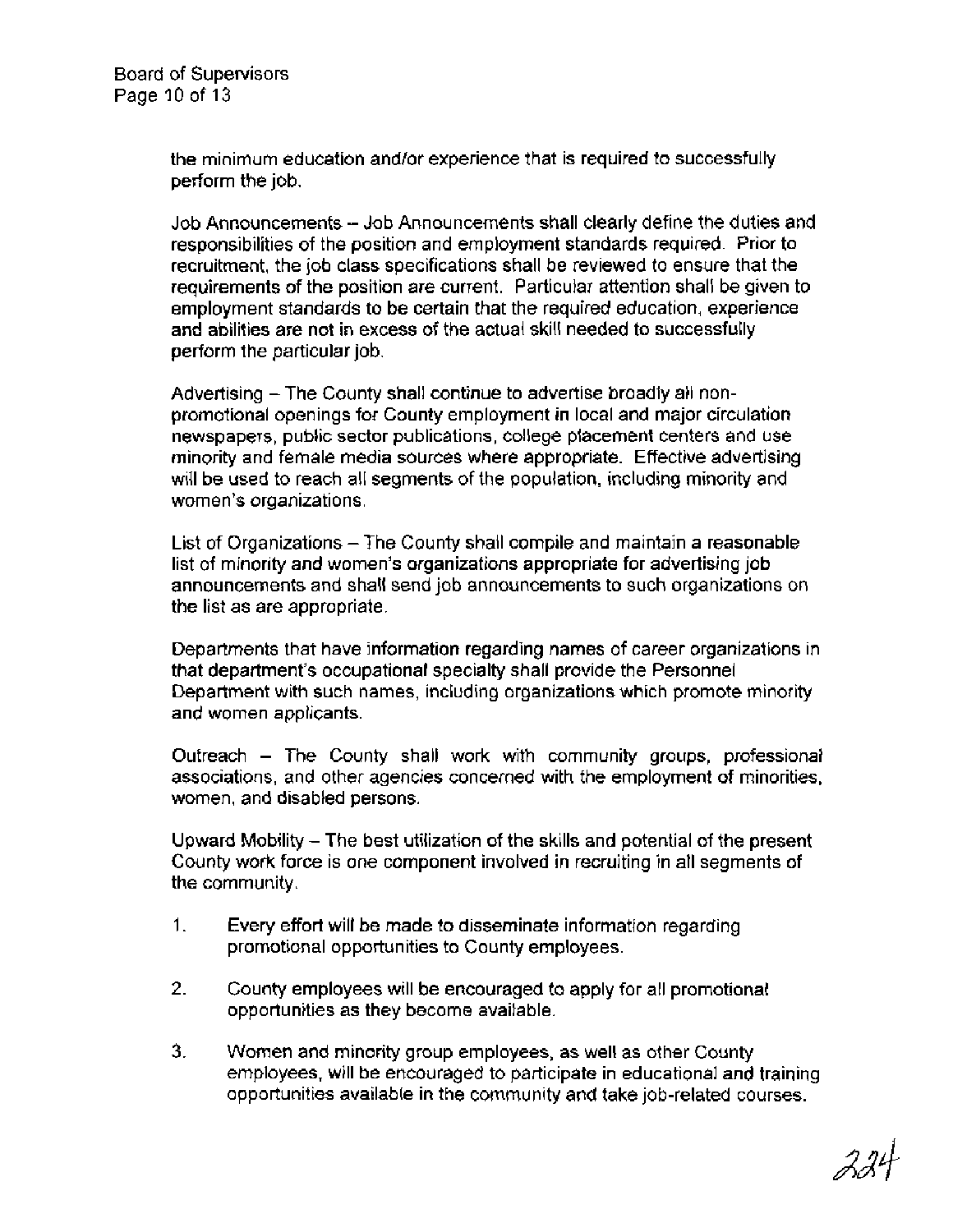the minimum education and/or experience that is required to successfully perform the job.

Job Announcements – Job Announcements shall clearly define the duties and responsibilities of the position and employment standards required. Prior to recruitment, the job class specifications shall be reviewed to ensure that the requirements of the position are current. Particular attention shall be given to employment standards to be certain that the required education, experience and abilities are not in excess of the actual skill needed to successfully perform the particular job.

Advertising – The County shall continue to advertise broadly all non-promotional openings for County employment in local and major circulation newspapers, public sector publications, college placement centers and use minority and female media sources where appropriate. Effective advertising will be used to reach all segments of the population, including minority and women's organizations.

List of Organizations – The County shall compile and maintain a reasonable list of minority and women's organizations appropriate for advertising job announcements and shall send job announcements to such organizations on the list as are appropriate.

Departments that have information regarding names of career organizations in that department's occupational specialty shall provide the Personnel Department with such names, including organizations which promote minority and women applicants.

Outreach – The County shall work with community groups, professional associations, and other agencies concerned with the employment of minorities, women, and disabled persons.

Upward Mobility – The best utilization of the skills and potential of the present County work force is one component involved in recruiting in all segments of the community.

1. Every effort will be made to disseminate information regarding promotional opportunities to County employees.

2. County employees will be encouraged to apply for all promotional opportunities as they become available.

3. Women and minority group employees, as well as other County employees, will be encouraged to participate in educational and training opportunities available in the community and take job-related courses.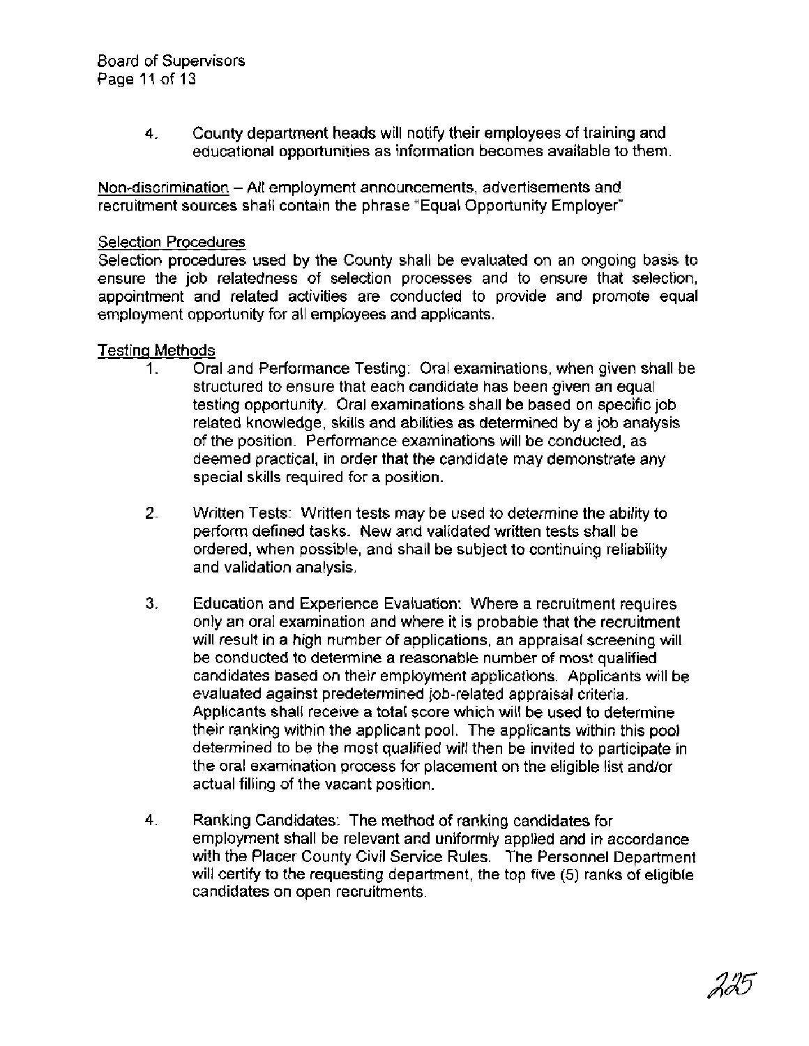4. County department heads will notify their employees of training and educational opportunities as information becomes available to them.

<u>Non-discrimination</u> – All employment announcements, advertisements and recruitment sources shall contain the phrase "Equal Opportunity Employer"

<u>Selection Procedures</u>
Selection procedures used by the County shall be evaluated on an ongoing basis to ensure the job relatedness of selection processes and to ensure that selection, appointment and related activities are conducted to provide and promote equal employment opportunity for all employees and applicants.

<u>Testing Methods</u>

1. Oral and Performance Testing: Oral examinations, when given shall be structured to ensure that each candidate has been given an equal testing opportunity. Oral examinations shall be based on specific job related knowledge, skills and abilities as determined by a job analysis of the position. Performance examinations will be conducted, as deemed practical, in order that the candidate may demonstrate any special skills required for a position.

2. Written Tests: Written tests may be used to determine the ability to perform defined tasks. New and validated written tests shall be ordered, when possible, and shall be subject to continuing reliability and validation analysis.

3. Education and Experience Evaluation: Where a recruitment requires only an oral examination and where it is probable that the recruitment will result in a high number of applications, an appraisal screening will be conducted to determine a reasonable number of most qualified candidates based on their employment applications. Applicants will be evaluated against predetermined job-related appraisal criteria. Applicants shall receive a total score which will be used to determine their ranking within the applicant pool. The applicants within this pool determined to be the most qualified will then be invited to participate in the oral examination process for placement on the eligible list and/or actual filling of the vacant position.

4. Ranking Candidates: The method of ranking candidates for employment shall be relevant and uniformly applied and in accordance with the Placer County Civil Service Rules. The Personnel Department will certify to the requesting department, the top five (5) ranks of eligible candidates on open recruitments.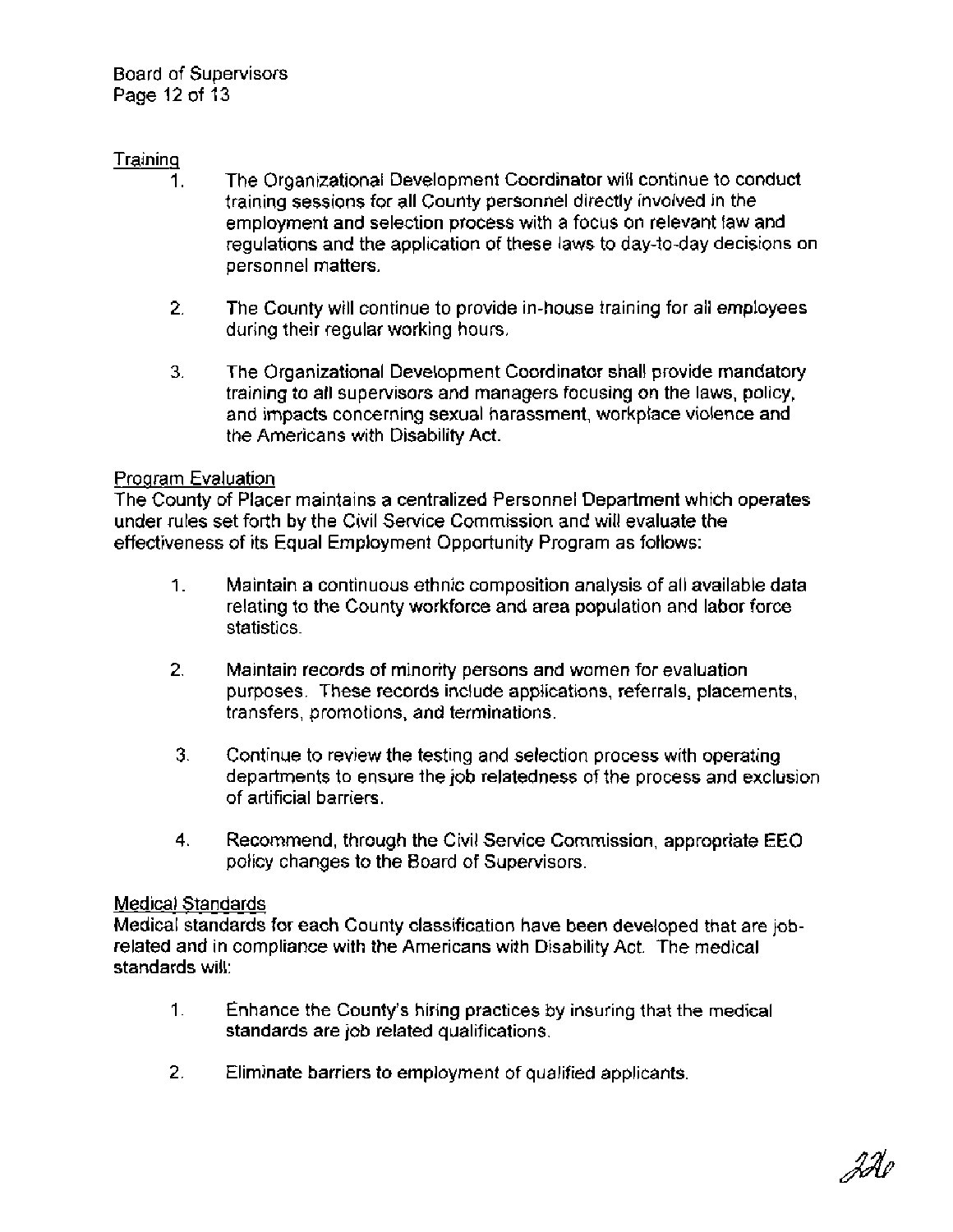## Training

1. The Organizational Development Coordinator will continue to conduct training sessions for all County personnel directly involved in the employment and selection process with a focus on relevant law and regulations and the application of these laws to day-to-day decisions on personnel matters.

2. The County will continue to provide in-house training for all employees during their regular working hours.

3. The Organizational Development Coordinator shall provide mandatory training to all supervisors and managers focusing on the laws, policy, and impacts concerning sexual harassment, workplace violence and the Americans with Disability Act.

## Program Evaluation

The County of Placer maintains a centralized Personnel Department which operates under rules set forth by the Civil Service Commission and will evaluate the effectiveness of its Equal Employment Opportunity Program as follows:

1. Maintain a continuous ethnic composition analysis of all available data relating to the County workforce and area population and labor force statistics.

2. Maintain records of minority persons and women for evaluation purposes. These records include applications, referrals, placements, transfers, promotions, and terminations.

3. Continue to review the testing and selection process with operating departments to ensure the job relatedness of the process and exclusion of artificial barriers.

4. Recommend, through the Civil Service Commission, appropriate EEO policy changes to the Board of Supervisors.

## Medical Standards

Medical standards for each County classification have been developed that are job-related and in compliance with the Americans with Disability Act. The medical standards will:

1. Enhance the County's hiring practices by insuring that the medical standards are job related qualifications.

2. Eliminate barriers to employment of qualified applicants.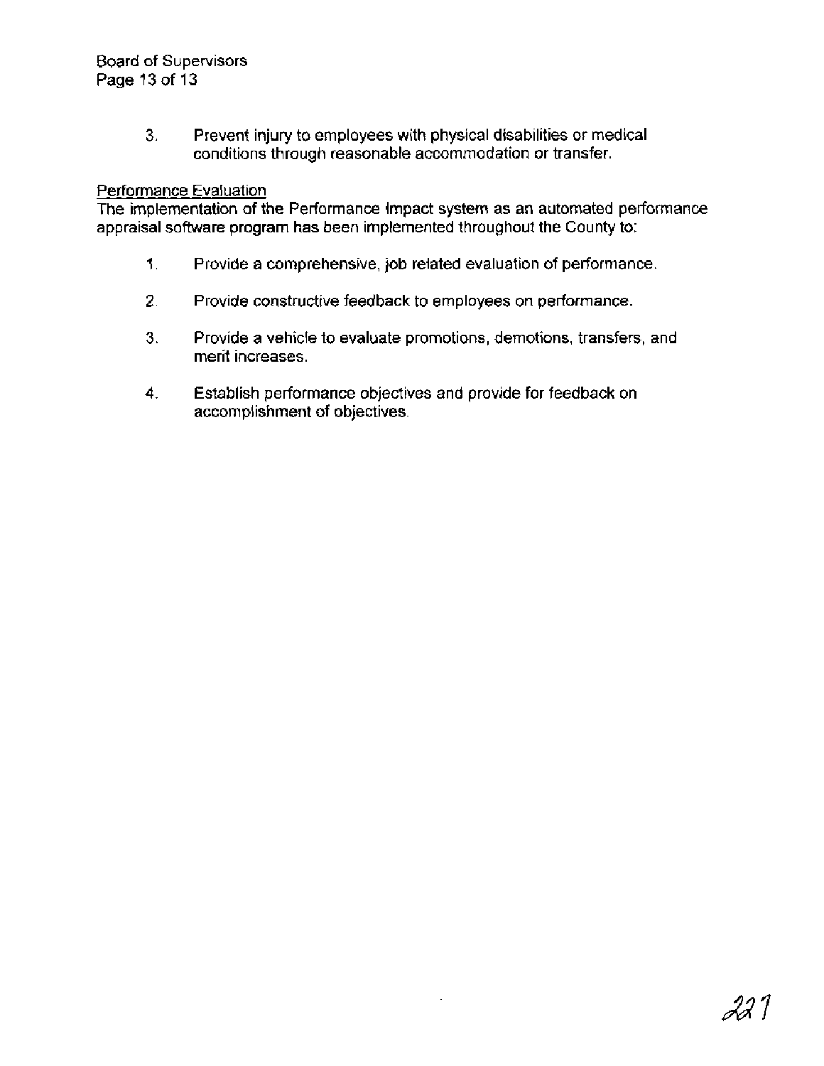3. Prevent injury to employees with physical disabilities or medical conditions through reasonable accommodation or transfer.

Performance Evaluation

The implementation of the Performance Impact system as an automated performance appraisal software program has been implemented throughout the County to:

1. Provide a comprehensive, job related evaluation of performance.

2. Provide constructive feedback to employees on performance.

3. Provide a vehicle to evaluate promotions, demotions, transfers, and merit increases.

4. Establish performance objectives and provide for feedback on accomplishment of objectives.